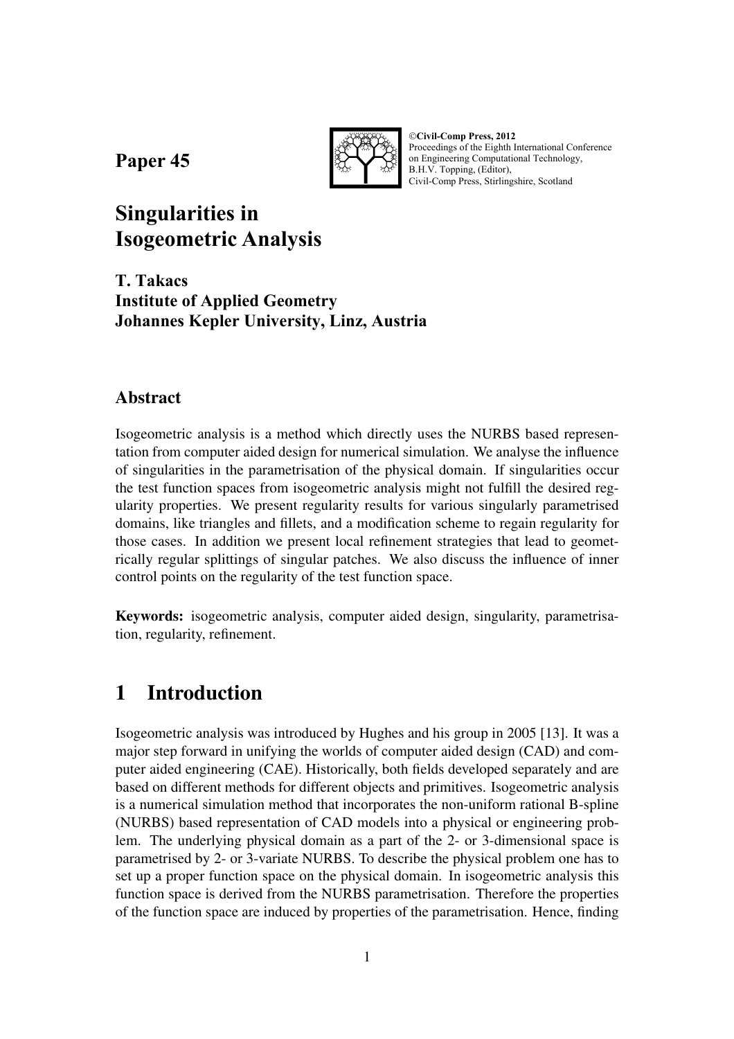Paper 45

©Civil-Comp Press, 2012
Proceedings of the Eighth International Conference on Engineering Computational Technology,
B.H.V. Topping, (Editor),
Civil-Comp Press, Stirlingshire, Scotland

# Singularities in Isogeometric Analysis

**T. Takacs**
**Institute of Applied Geometry**
**Johannes Kepler University, Linz, Austria**

## Abstract

Isogeometric analysis is a method which directly uses the NURBS based representation from computer aided design for numerical simulation. We analyse the influence of singularities in the parametrisation of the physical domain. If singularities occur the test function spaces from isogeometric analysis might not fulfill the desired regularity properties. We present regularity results for various singularly parametrised domains, like triangles and fillets, and a modification scheme to regain regularity for those cases. In addition we present local refinement strategies that lead to geometrically regular splittings of singular patches. We also discuss the influence of inner control points on the regularity of the test function space.

**Keywords:** isogeometric analysis, computer aided design, singularity, parametrisation, regularity, refinement.

# 1 Introduction

Isogeometric analysis was introduced by Hughes and his group in 2005 [13]. It was a major step forward in unifying the worlds of computer aided design (CAD) and computer aided engineering (CAE). Historically, both fields developed separately and are based on different methods for different objects and primitives. Isogeometric analysis is a numerical simulation method that incorporates the non-uniform rational B-spline (NURBS) based representation of CAD models into a physical or engineering problem. The underlying physical domain as a part of the 2- or 3-dimensional space is parametrised by 2- or 3-variate NURBS. To describe the physical problem one has to set up a proper function space on the physical domain. In isogeometric analysis this function space is derived from the NURBS parametrisation. Therefore the properties of the function space are induced by properties of the parametrisation. Hence, finding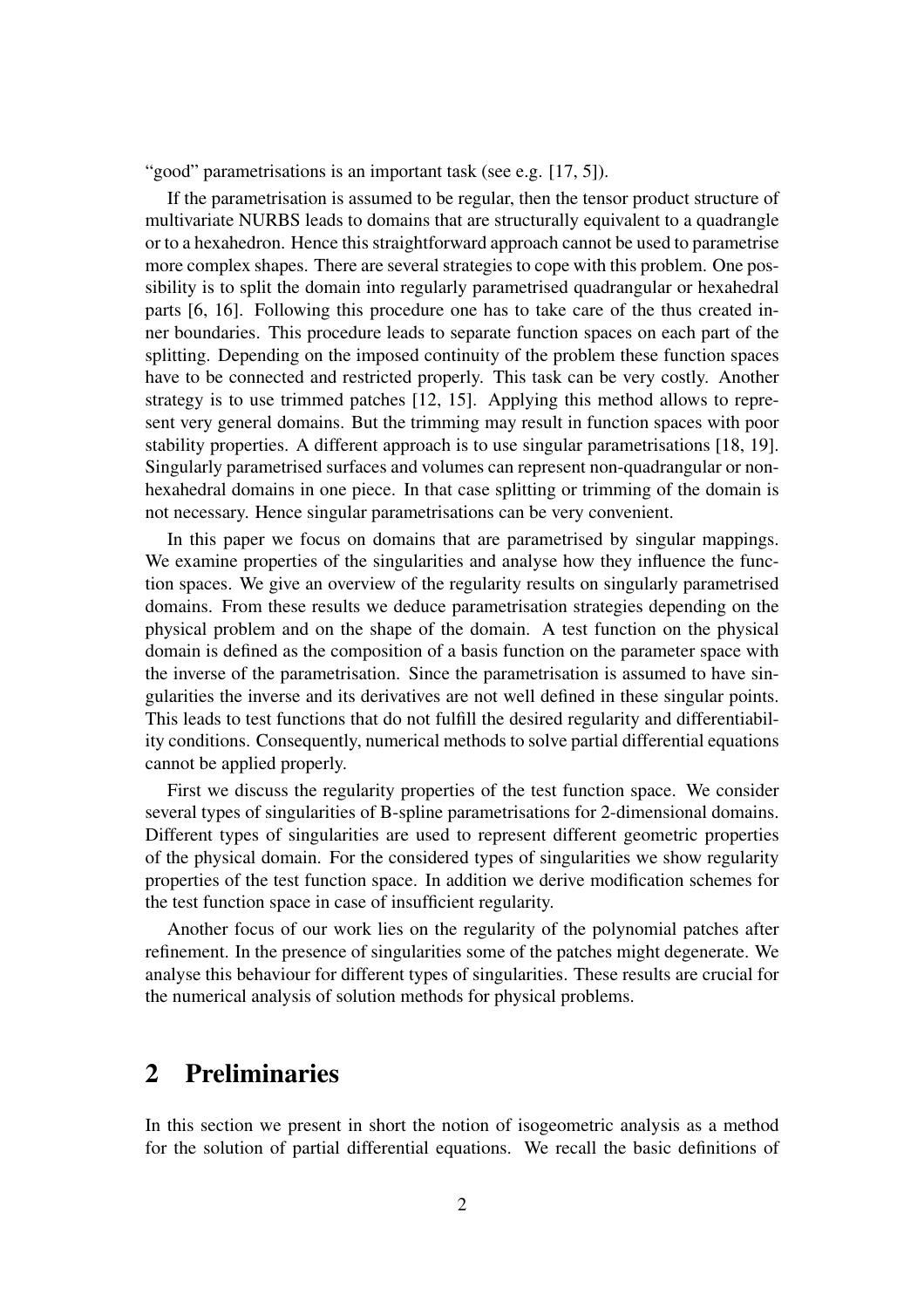"good" parametrisations is an important task (see e.g. [17, 5]).

If the parametrisation is assumed to be regular, then the tensor product structure of multivariate NURBS leads to domains that are structurally equivalent to a quadrangle or to a hexahedron. Hence this straightforward approach cannot be used to parametrise more complex shapes. There are several strategies to cope with this problem. One possibility is to split the domain into regularly parametrised quadrangular or hexahedral parts [6, 16]. Following this procedure one has to take care of the thus created inner boundaries. This procedure leads to separate function spaces on each part of the splitting. Depending on the imposed continuity of the problem these function spaces have to be connected and restricted properly. This task can be very costly. Another strategy is to use trimmed patches [12, 15]. Applying this method allows to represent very general domains. But the trimming may result in function spaces with poor stability properties. A different approach is to use singular parametrisations [18, 19]. Singularly parametrised surfaces and volumes can represent non-quadrangular or non-hexahedral domains in one piece. In that case splitting or trimming of the domain is not necessary. Hence singular parametrisations can be very convenient.

In this paper we focus on domains that are parametrised by singular mappings. We examine properties of the singularities and analyse how they influence the function spaces. We give an overview of the regularity results on singularly parametrised domains. From these results we deduce parametrisation strategies depending on the physical problem and on the shape of the domain. A test function on the physical domain is defined as the composition of a basis function on the parameter space with the inverse of the parametrisation. Since the parametrisation is assumed to have singularities the inverse and its derivatives are not well defined in these singular points. This leads to test functions that do not fulfill the desired regularity and differentiability conditions. Consequently, numerical methods to solve partial differential equations cannot be applied properly.

First we discuss the regularity properties of the test function space. We consider several types of singularities of B-spline parametrisations for 2-dimensional domains. Different types of singularities are used to represent different geometric properties of the physical domain. For the considered types of singularities we show regularity properties of the test function space. In addition we derive modification schemes for the test function space in case of insufficient regularity.

Another focus of our work lies on the regularity of the polynomial patches after refinement. In the presence of singularities some of the patches might degenerate. We analyse this behaviour for different types of singularities. These results are crucial for the numerical analysis of solution methods for physical problems.

## 2 Preliminaries

In this section we present in short the notion of isogeometric analysis as a method for the solution of partial differential equations. We recall the basic definitions of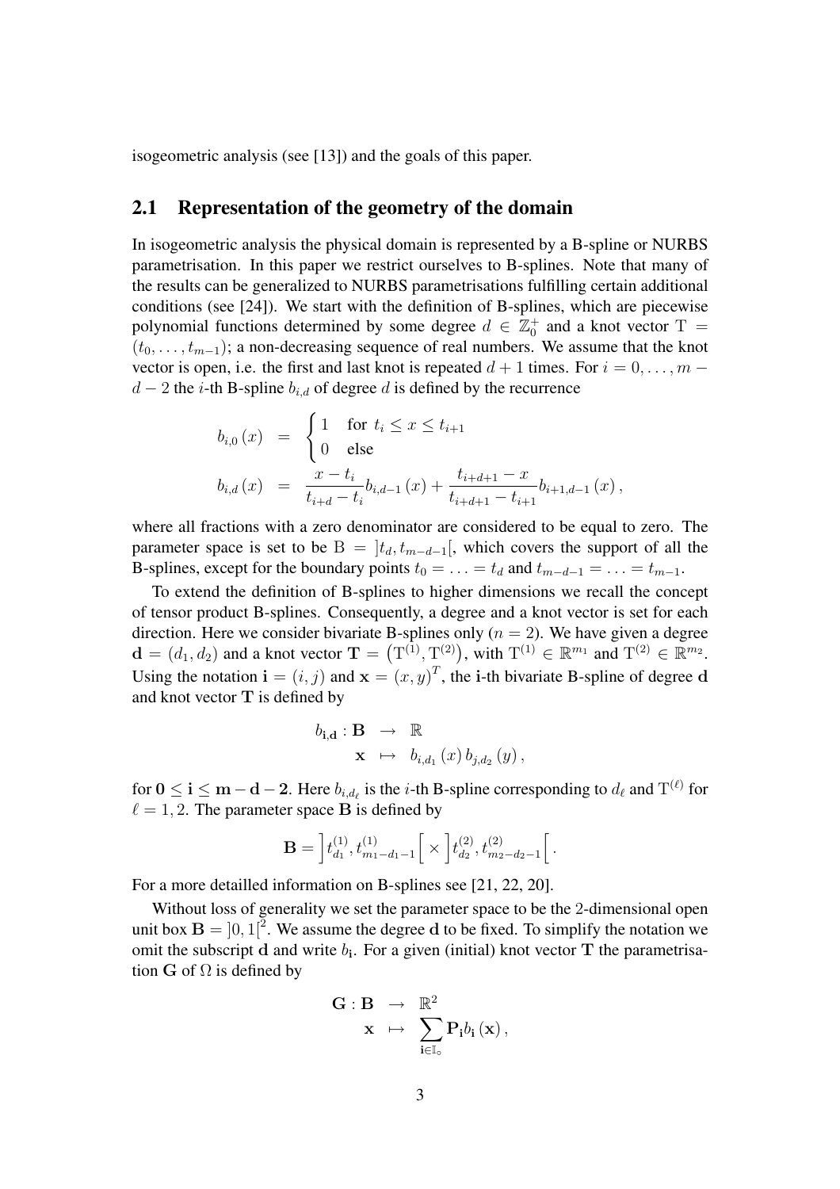isogeometric analysis (see [13]) and the goals of this paper.

## 2.1 Representation of the geometry of the domain

In isogeometric analysis the physical domain is represented by a B-spline or NURBS parametrisation. In this paper we restrict ourselves to B-splines. Note that many of the results can be generalized to NURBS parametrisations fulfilling certain additional conditions (see [24]). We start with the definition of B-splines, which are piecewise polynomial functions determined by some degree $d \in \mathbb{Z}_0^+$ and a knot vector $\mathrm{T} = (t_0, \ldots, t_{m-1})$; a non-decreasing sequence of real numbers. We assume that the knot vector is open, i.e. the first and last knot is repeated $d+1$ times. For $i = 0, \ldots, m-d-2$ the $i$-th B-spline $b_{i,d}$ of degree $d$ is defined by the recurrence

$$
\begin{aligned}
b_{i,0}(x) &= \begin{cases} 1 & \text{for } t_i \leq x \leq t_{i+1} \\ 0 & \text{else} \end{cases} \\
b_{i,d}(x) &= \frac{x - t_i}{t_{i+d} - t_i} b_{i,d-1}(x) + \frac{t_{i+d+1} - x}{t_{i+d+1} - t_{i+1}} b_{i+1,d-1}(x),
\end{aligned}
$$

where all fractions with a zero denominator are considered to be equal to zero. The parameter space is set to be $\mathrm{B} = ]t_d, t_{m-d-1}[$, which covers the support of all the B-splines, except for the boundary points $t_0 = \ldots = t_d$ and $t_{m-d-1} = \ldots = t_{m-1}$.

To extend the definition of B-splines to higher dimensions we recall the concept of tensor product B-splines. Consequently, a degree and a knot vector is set for each direction. Here we consider bivariate B-splines only ($n = 2$). We have given a degree $\mathbf{d} = (d_1, d_2)$ and a knot vector $\mathbf{T} = \left(\mathrm{T}^{(1)}, \mathrm{T}^{(2)}\right)$, with $\mathrm{T}^{(1)} \in \mathbb{R}^{m_1}$ and $\mathrm{T}^{(2)} \in \mathbb{R}^{m_2}$. Using the notation $\mathbf{i} = (i, j)$ and $\mathbf{x} = (x, y)^T$, the $\mathbf{i}$-th bivariate B-spline of degree $\mathbf{d}$ and knot vector $\mathbf{T}$ is defined by

$$
\begin{aligned}
b_{\mathbf{i},\mathbf{d}} : \mathbf{B} &\rightarrow \mathbb{R} \\
\mathbf{x} &\mapsto b_{i,d_1}(x)\, b_{j,d_2}(y),
\end{aligned}
$$

for $\mathbf{0} \leq \mathbf{i} \leq \mathbf{m} - \mathbf{d} - \mathbf{2}$. Here $b_{i,d_\ell}$ is the $i$-th B-spline corresponding to $d_\ell$ and $\mathrm{T}^{(\ell)}$ for $\ell = 1, 2$. The parameter space $\mathbf{B}$ is defined by

$$
\mathbf{B} = \left] t_{d_1}^{(1)}, t_{m_1-d_1-1}^{(1)} \right[ \times \left] t_{d_2}^{(2)}, t_{m_2-d_2-1}^{(2)} \right[.
$$

For a more detailled information on B-splines see [21, 22, 20].

Without loss of generality we set the parameter space to be the 2-dimensional open unit box $\mathbf{B} = ]0, 1[^2$. We assume the degree $\mathbf{d}$ to be fixed. To simplify the notation we omit the subscript $\mathbf{d}$ and write $b_{\mathbf{i}}$. For a given (initial) knot vector $\mathbf{T}$ the parametrisation $\mathbf{G}$ of $\Omega$ is defined by

$$
\begin{aligned}
\mathbf{G} : \mathbf{B} &\rightarrow \mathbb{R}^2 \\
\mathbf{x} &\mapsto \sum_{\mathbf{i} \in \mathbb{I}_\circ} \mathbf{P}_{\mathbf{i}} b_{\mathbf{i}}(\mathbf{x}),
\end{aligned}
$$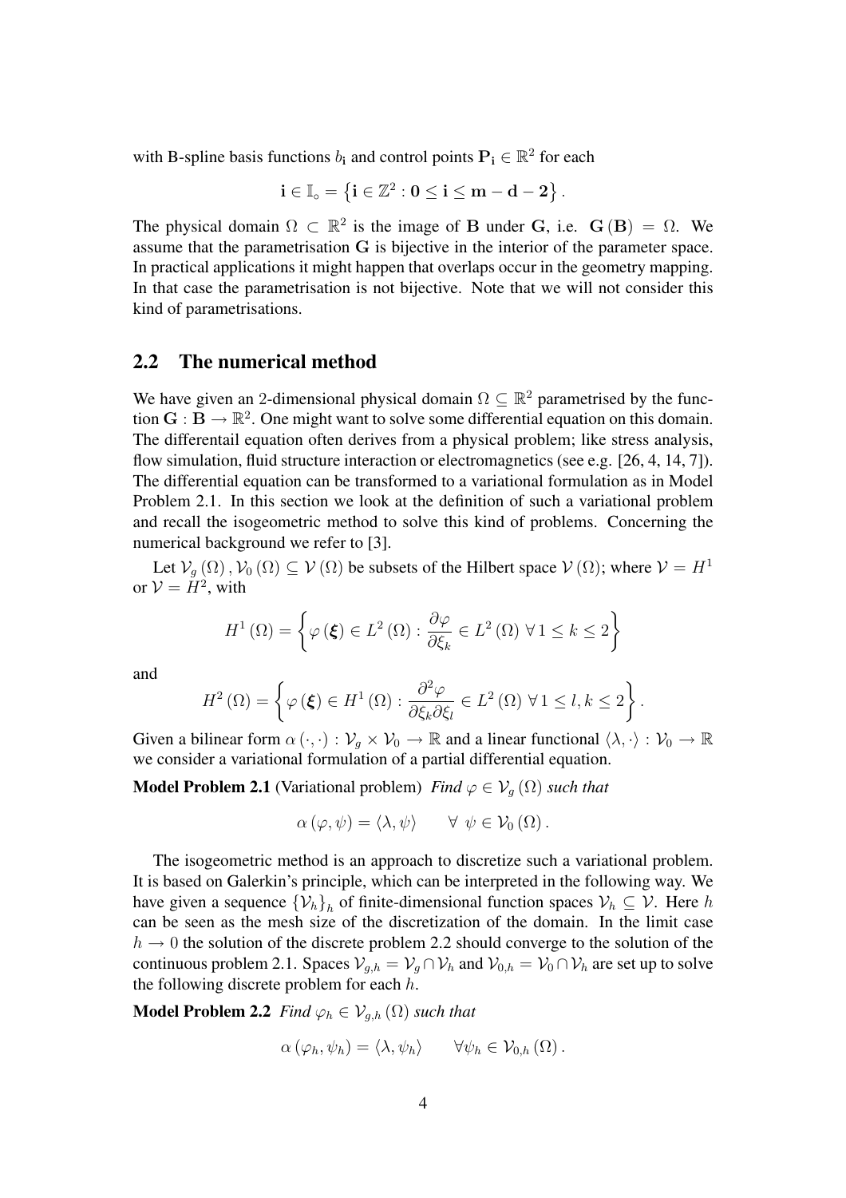with B-spline basis functions $b_{\mathbf{i}}$ and control points $\mathbf{P}_{\mathbf{i}} \in \mathbb{R}^2$ for each

$$\mathbf{i} \in \mathbb{I}_{\circ} = \left\{ \mathbf{i} \in \mathbb{Z}^2 : \mathbf{0} \leq \mathbf{i} \leq \mathbf{m} - \mathbf{d} - \mathbf{2} \right\}.$$

The physical domain $\Omega \subset \mathbb{R}^2$ is the image of $\mathbf{B}$ under $\mathbf{G}$, i.e. $\mathbf{G}(\mathbf{B}) = \Omega$. We assume that the parametrisation $\mathbf{G}$ is bijective in the interior of the parameter space. In practical applications it might happen that overlaps occur in the geometry mapping. In that case the parametrisation is not bijective. Note that we will not consider this kind of parametrisations.

## 2.2 The numerical method

We have given an 2-dimensional physical domain $\Omega \subseteq \mathbb{R}^2$ parametrised by the function $\mathbf{G} : \mathbf{B} \to \mathbb{R}^2$. One might want to solve some differential equation on this domain. The differentail equation often derives from a physical problem; like stress analysis, flow simulation, fluid structure interaction or electromagnetics (see e.g. [26, 4, 14, 7]). The differential equation can be transformed to a variational formulation as in Model Problem 2.1. In this section we look at the definition of such a variational problem and recall the isogeometric method to solve this kind of problems. Concerning the numerical background we refer to [3].

Let $\mathcal{V}_g(\Omega), \mathcal{V}_0(\Omega) \subseteq \mathcal{V}(\Omega)$ be subsets of the Hilbert space $\mathcal{V}(\Omega)$; where $\mathcal{V} = H^1$ or $\mathcal{V} = H^2$, with

$$H^1(\Omega) = \left\{ \varphi(\boldsymbol{\xi}) \in L^2(\Omega) : \frac{\partial \varphi}{\partial \xi_k} \in L^2(\Omega) \; \forall \, 1 \leq k \leq 2 \right\}$$

and

$$H^2(\Omega) = \left\{ \varphi(\boldsymbol{\xi}) \in H^1(\Omega) : \frac{\partial^2 \varphi}{\partial \xi_k \partial \xi_l} \in L^2(\Omega) \; \forall \, 1 \leq l, k \leq 2 \right\}.$$

Given a bilinear form $\alpha(\cdot, \cdot) : \mathcal{V}_g \times \mathcal{V}_0 \to \mathbb{R}$ and a linear functional $\langle \lambda, \cdot \rangle : \mathcal{V}_0 \to \mathbb{R}$ we consider a variational formulation of a partial differential equation.

**Model Problem 2.1** (Variational problem) *Find $\varphi \in \mathcal{V}_g(\Omega)$ such that*

$$\alpha(\varphi, \psi) = \langle \lambda, \psi \rangle \qquad \forall \; \psi \in \mathcal{V}_0(\Omega).$$

The isogeometric method is an approach to discretize such a variational problem. It is based on Galerkin's principle, which can be interpreted in the following way. We have given a sequence $\{\mathcal{V}_h\}_h$ of finite-dimensional function spaces $\mathcal{V}_h \subseteq \mathcal{V}$. Here $h$ can be seen as the mesh size of the discretization of the domain. In the limit case $h \to 0$ the solution of the discrete problem 2.2 should converge to the solution of the continuous problem 2.1. Spaces $\mathcal{V}_{g,h} = \mathcal{V}_g \cap \mathcal{V}_h$ and $\mathcal{V}_{0,h} = \mathcal{V}_0 \cap \mathcal{V}_h$ are set up to solve the following discrete problem for each $h$.

**Model Problem 2.2** *Find $\varphi_h \in \mathcal{V}_{g,h}(\Omega)$ such that*

$$\alpha(\varphi_h, \psi_h) = \langle \lambda, \psi_h \rangle \qquad \forall \psi_h \in \mathcal{V}_{0,h}(\Omega).$$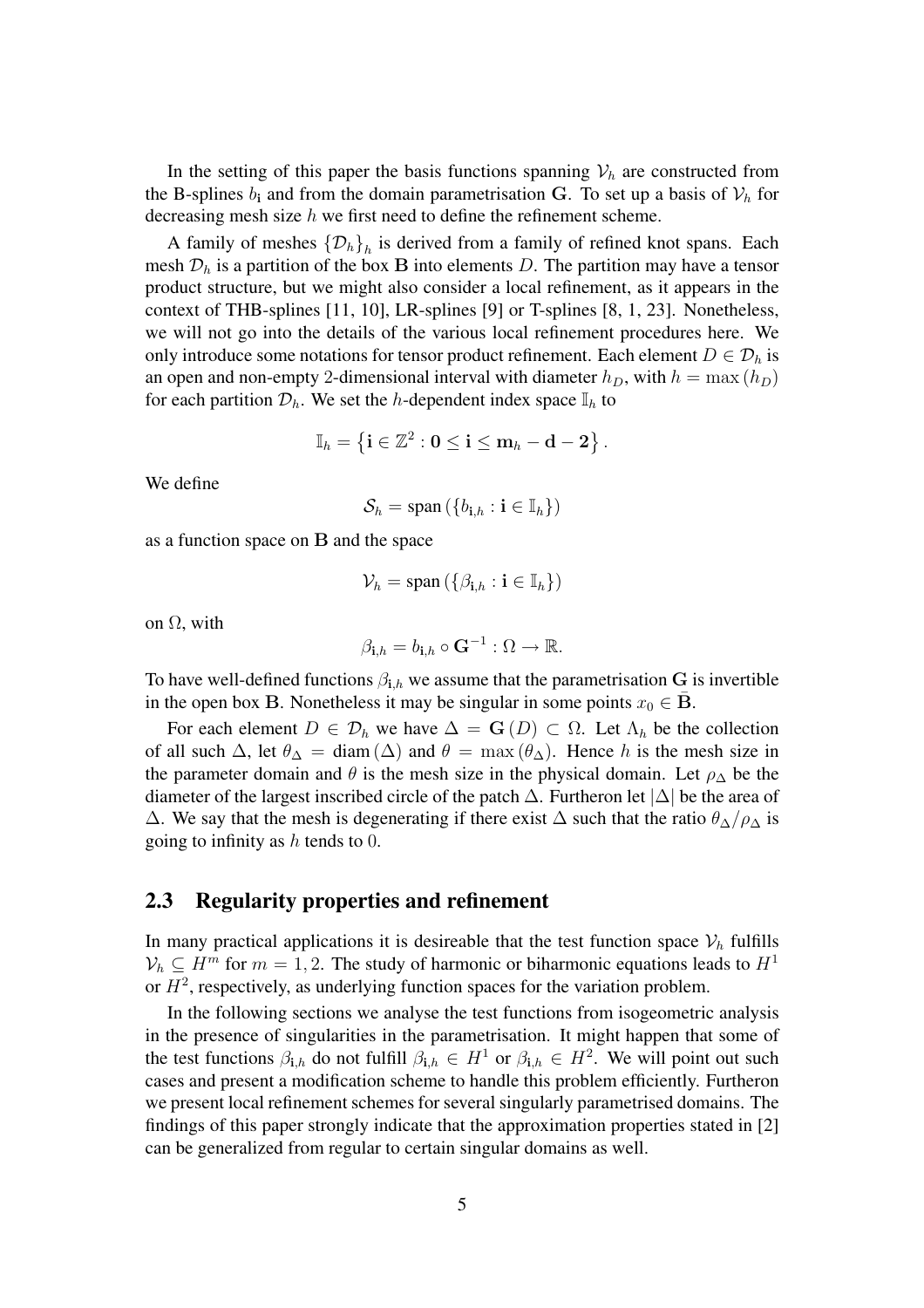In the setting of this paper the basis functions spanning $\mathcal{V}_h$ are constructed from the B-splines $b_{\mathbf{i}}$ and from the domain parametrisation $\mathbf{G}$. To set up a basis of $\mathcal{V}_h$ for decreasing mesh size $h$ we first need to define the refinement scheme.

A family of meshes $\{\mathcal{D}_h\}_h$ is derived from a family of refined knot spans. Each mesh $\mathcal{D}_h$ is a partition of the box $\mathbf{B}$ into elements $D$. The partition may have a tensor product structure, but we might also consider a local refinement, as it appears in the context of THB-splines [11, 10], LR-splines [9] or T-splines [8, 1, 23]. Nonetheless, we will not go into the details of the various local refinement procedures here. We only introduce some notations for tensor product refinement. Each element $D \in \mathcal{D}_h$ is an open and non-empty 2-dimensional interval with diameter $h_D$, with $h = \max(h_D)$ for each partition $\mathcal{D}_h$. We set the $h$-dependent index space $\mathbb{I}_h$ to

$$\mathbb{I}_h = \left\{\mathbf{i} \in \mathbb{Z}^2 : \mathbf{0} \leq \mathbf{i} \leq \mathbf{m}_h - \mathbf{d} - \mathbf{2}\right\}.$$

We define

$$\mathcal{S}_h = \text{span}\left(\{b_{\mathbf{i},h} : \mathbf{i} \in \mathbb{I}_h\}\right)$$

as a function space on $\mathbf{B}$ and the space

$$\mathcal{V}_h = \text{span}\left(\{\beta_{\mathbf{i},h} : \mathbf{i} \in \mathbb{I}_h\}\right)$$

on $\Omega$, with

$$\beta_{\mathbf{i},h} = b_{\mathbf{i},h} \circ \mathbf{G}^{-1} : \Omega \to \mathbb{R}.$$

To have well-defined functions $\beta_{\mathbf{i},h}$ we assume that the parametrisation $\mathbf{G}$ is invertible in the open box $\mathbf{B}$. Nonetheless it may be singular in some points $x_0 \in \bar{\mathbf{B}}$.

For each element $D \in \mathcal{D}_h$ we have $\Delta = \mathbf{G}(D) \subset \Omega$. Let $\Lambda_h$ be the collection of all such $\Delta$, let $\theta_\Delta = \text{diam}(\Delta)$ and $\theta = \max(\theta_\Delta)$. Hence $h$ is the mesh size in the parameter domain and $\theta$ is the mesh size in the physical domain. Let $\rho_\Delta$ be the diameter of the largest inscribed circle of the patch $\Delta$. Furtheron let $|\Delta|$ be the area of $\Delta$. We say that the mesh is degenerating if there exist $\Delta$ such that the ratio $\theta_\Delta/\rho_\Delta$ is going to infinity as $h$ tends to 0.

## 2.3 Regularity properties and refinement

In many practical applications it is desireable that the test function space $\mathcal{V}_h$ fulfills $\mathcal{V}_h \subseteq H^m$ for $m = 1, 2$. The study of harmonic or biharmonic equations leads to $H^1$ or $H^2$, respectively, as underlying function spaces for the variation problem.

In the following sections we analyse the test functions from isogeometric analysis in the presence of singularities in the parametrisation. It might happen that some of the test functions $\beta_{\mathbf{i},h}$ do not fulfill $\beta_{\mathbf{i},h} \in H^1$ or $\beta_{\mathbf{i},h} \in H^2$. We will point out such cases and present a modification scheme to handle this problem efficiently. Furtheron we present local refinement schemes for several singularly parametrised domains. The findings of this paper strongly indicate that the approximation properties stated in [2] can be generalized from regular to certain singular domains as well.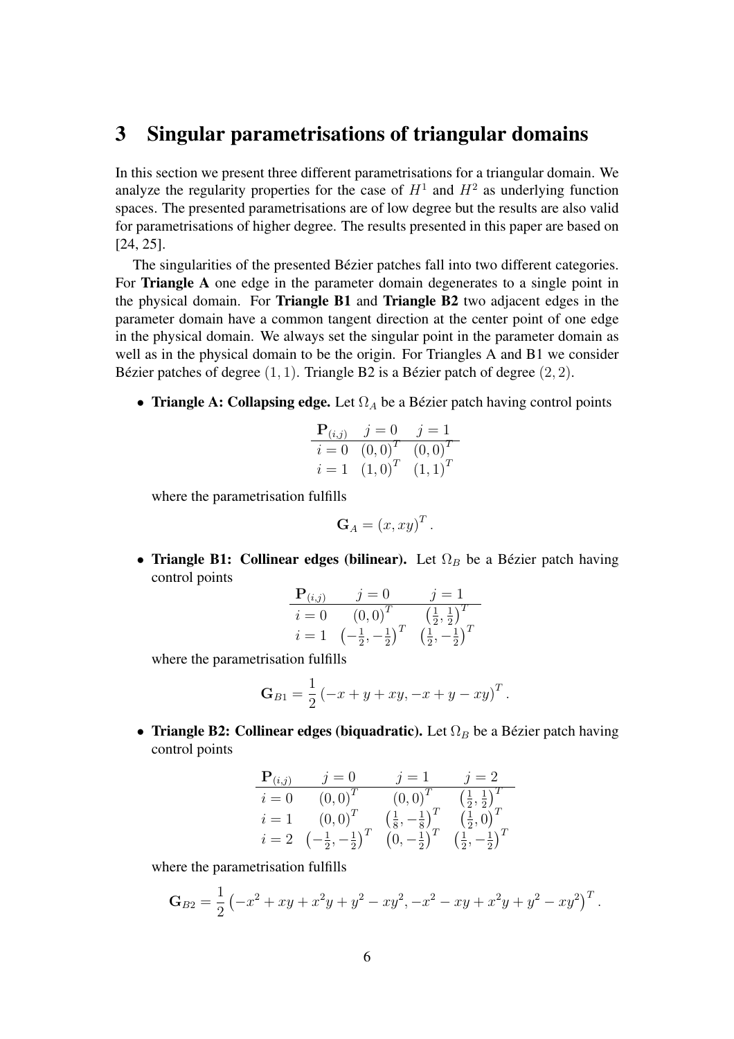# 3 Singular parametrisations of triangular domains

In this section we present three different parametrisations for a triangular domain. We analyze the regularity properties for the case of $H^1$ and $H^2$ as underlying function spaces. The presented parametrisations are of low degree but the results are also valid for parametrisations of higher degree. The results presented in this paper are based on [24, 25].

The singularities of the presented Bézier patches fall into two different categories. For **Triangle A** one edge in the parameter domain degenerates to a single point in the physical domain. For **Triangle B1** and **Triangle B2** two adjacent edges in the parameter domain have a common tangent direction at the center point of one edge in the physical domain. We always set the singular point in the parameter domain as well as in the physical domain to be the origin. For Triangles A and B1 we consider Bézier patches of degree $(1, 1)$. Triangle B2 is a Bézier patch of degree $(2, 2)$.

- **Triangle A: Collapsing edge.** Let $\Omega_A$ be a Bézier patch having control points

| $\mathbf{P}_{(i,j)}$ | $j = 0$ | $j = 1$ |
|---|---|---|
| $i = 0$ | $(0, 0)^T$ | $(0, 0)^T$ |
| $i = 1$ | $(1, 0)^T$ | $(1, 1)^T$ |

  where the parametrisation fulfills

$$\mathbf{G}_A = (x, xy)^T.$$

- **Triangle B1: Collinear edges (bilinear).** Let $\Omega_B$ be a Bézier patch having control points

| $\mathbf{P}_{(i,j)}$ | $j = 0$ | $j = 1$ |
|---|---|---|
| $i = 0$ | $(0, 0)^T$ | $\left(\frac{1}{2}, \frac{1}{2}\right)^T$ |
| $i = 1$ | $\left(-\frac{1}{2}, -\frac{1}{2}\right)^T$ | $\left(\frac{1}{2}, -\frac{1}{2}\right)^T$ |

  where the parametrisation fulfills

$$\mathbf{G}_{B1} = \frac{1}{2} \left(-x + y + xy, -x + y - xy\right)^T.$$

- **Triangle B2: Collinear edges (biquadratic).** Let $\Omega_B$ be a Bézier patch having control points

| $\mathbf{P}_{(i,j)}$ | $j = 0$ | $j = 1$ | $j = 2$ |
|---|---|---|---|
| $i = 0$ | $(0, 0)^T$ | $(0, 0)^T$ | $\left(\frac{1}{2}, \frac{1}{2}\right)^T$ |
| $i = 1$ | $(0, 0)^T$ | $\left(\frac{1}{8}, -\frac{1}{8}\right)^T$ | $\left(\frac{1}{2}, 0\right)^T$ |
| $i = 2$ | $\left(-\frac{1}{2}, -\frac{1}{2}\right)^T$ | $\left(0, -\frac{1}{2}\right)^T$ | $\left(\frac{1}{2}, -\frac{1}{2}\right)^T$ |

  where the parametrisation fulfills

$$\mathbf{G}_{B2} = \frac{1}{2} \left(-x^2 + xy + x^2y + y^2 - xy^2, -x^2 - xy + x^2y + y^2 - xy^2\right)^T.$$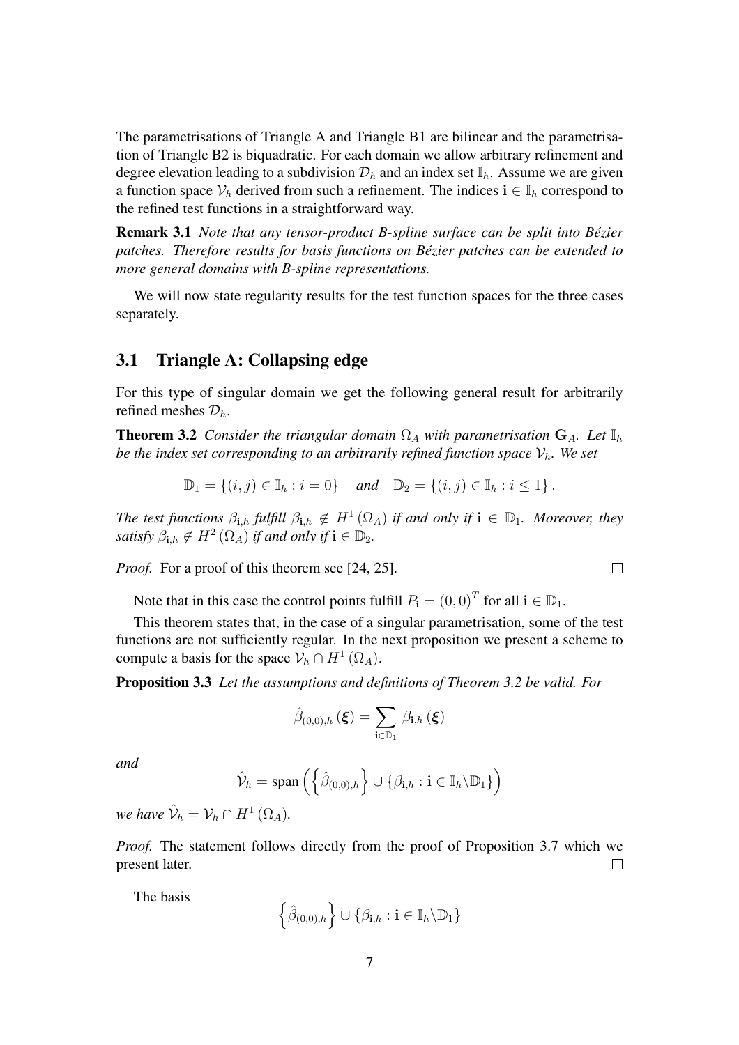The parametrisations of Triangle A and Triangle B1 are bilinear and the parametrisation of Triangle B2 is biquadratic. For each domain we allow arbitrary refinement and degree elevation leading to a subdivision $\mathcal{D}_h$ and an index set $\mathbb{I}_h$. Assume we are given a function space $\mathcal{V}_h$ derived from such a refinement. The indices $\mathbf{i} \in \mathbb{I}_h$ correspond to the refined test functions in a straightforward way.

**Remark 3.1** *Note that any tensor-product B-spline surface can be split into Bézier patches. Therefore results for basis functions on Bézier patches can be extended to more general domains with B-spline representations.*

We will now state regularity results for the test function spaces for the three cases separately.

## 3.1 Triangle A: Collapsing edge

For this type of singular domain we get the following general result for arbitrarily refined meshes $\mathcal{D}_h$.

**Theorem 3.2** *Consider the triangular domain $\Omega_A$ with parametrisation $\mathbf{G}_A$. Let $\mathbb{I}_h$ be the index set corresponding to an arbitrarily refined function space $\mathcal{V}_h$. We set*

$$\mathbb{D}_1 = \{(i,j) \in \mathbb{I}_h : i = 0\} \quad \textit{and} \quad \mathbb{D}_2 = \{(i,j) \in \mathbb{I}_h : i \leq 1\}.$$

*The test functions $\beta_{\mathbf{i},h}$ fulfill $\beta_{\mathbf{i},h} \notin H^1(\Omega_A)$ if and only if $\mathbf{i} \in \mathbb{D}_1$. Moreover, they satisfy $\beta_{\mathbf{i},h} \notin H^2(\Omega_A)$ if and only if $\mathbf{i} \in \mathbb{D}_2$.*

*Proof.* For a proof of this theorem see [24, 25]. □

Note that in this case the control points fulfill $P_{\mathbf{i}} = (0,0)^T$ for all $\mathbf{i} \in \mathbb{D}_1$.

This theorem states that, in the case of a singular parametrisation, some of the test functions are not sufficiently regular. In the next proposition we present a scheme to compute a basis for the space $\mathcal{V}_h \cap H^1(\Omega_A)$.

**Proposition 3.3** *Let the assumptions and definitions of Theorem 3.2 be valid. For*

$$\hat{\beta}_{(0,0),h}(\boldsymbol{\xi}) = \sum_{\mathbf{i} \in \mathbb{D}_1} \beta_{\mathbf{i},h}(\boldsymbol{\xi})$$

*and*

$$\hat{\mathcal{V}}_h = \operatorname{span}\left(\left\{\hat{\beta}_{(0,0),h}\right\} \cup \{\beta_{\mathbf{i},h} : \mathbf{i} \in \mathbb{I}_h \backslash \mathbb{D}_1\}\right)$$

*we have $\hat{\mathcal{V}}_h = \mathcal{V}_h \cap H^1(\Omega_A)$.*

*Proof.* The statement follows directly from the proof of Proposition 3.7 which we present later. □

The basis

$$\left\{\hat{\beta}_{(0,0),h}\right\} \cup \{\beta_{\mathbf{i},h} : \mathbf{i} \in \mathbb{I}_h \backslash \mathbb{D}_1\}$$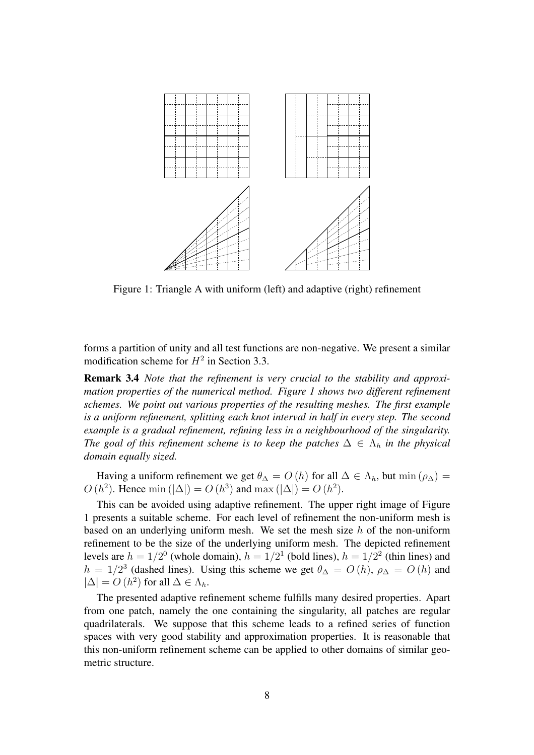Figure 1: Triangle A with uniform (left) and adaptive (right) refinement

forms a partition of unity and all test functions are non-negative. We present a similar modification scheme for $H^2$ in Section 3.3.

**Remark 3.4** *Note that the refinement is very crucial to the stability and approximation properties of the numerical method. Figure 1 shows two different refinement schemes. We point out various properties of the resulting meshes. The first example is a uniform refinement, splitting each knot interval in half in every step. The second example is a gradual refinement, refining less in a neighbourhood of the singularity. The goal of this refinement scheme is to keep the patches $\Delta \in \Lambda_h$ in the physical domain equally sized.*

Having a uniform refinement we get $\theta_\Delta = O(h)$ for all $\Delta \in \Lambda_h$, but $\min(\rho_\Delta) = O(h^2)$. Hence $\min(|\Delta|) = O(h^3)$ and $\max(|\Delta|) = O(h^2)$.

This can be avoided using adaptive refinement. The upper right image of Figure 1 presents a suitable scheme. For each level of refinement the non-uniform mesh is based on an underlying uniform mesh. We set the mesh size $h$ of the non-uniform refinement to be the size of the underlying uniform mesh. The depicted refinement levels are $h = 1/2^0$ (whole domain), $h = 1/2^1$ (bold lines), $h = 1/2^2$ (thin lines) and $h = 1/2^3$ (dashed lines). Using this scheme we get $\theta_\Delta = O(h)$, $\rho_\Delta = O(h)$ and $|\Delta| = O(h^2)$ for all $\Delta \in \Lambda_h$.

The presented adaptive refinement scheme fulfills many desired properties. Apart from one patch, namely the one containing the singularity, all patches are regular quadrilaterals. We suppose that this scheme leads to a refined series of function spaces with very good stability and approximation properties. It is reasonable that this non-uniform refinement scheme can be applied to other domains of similar geometric structure.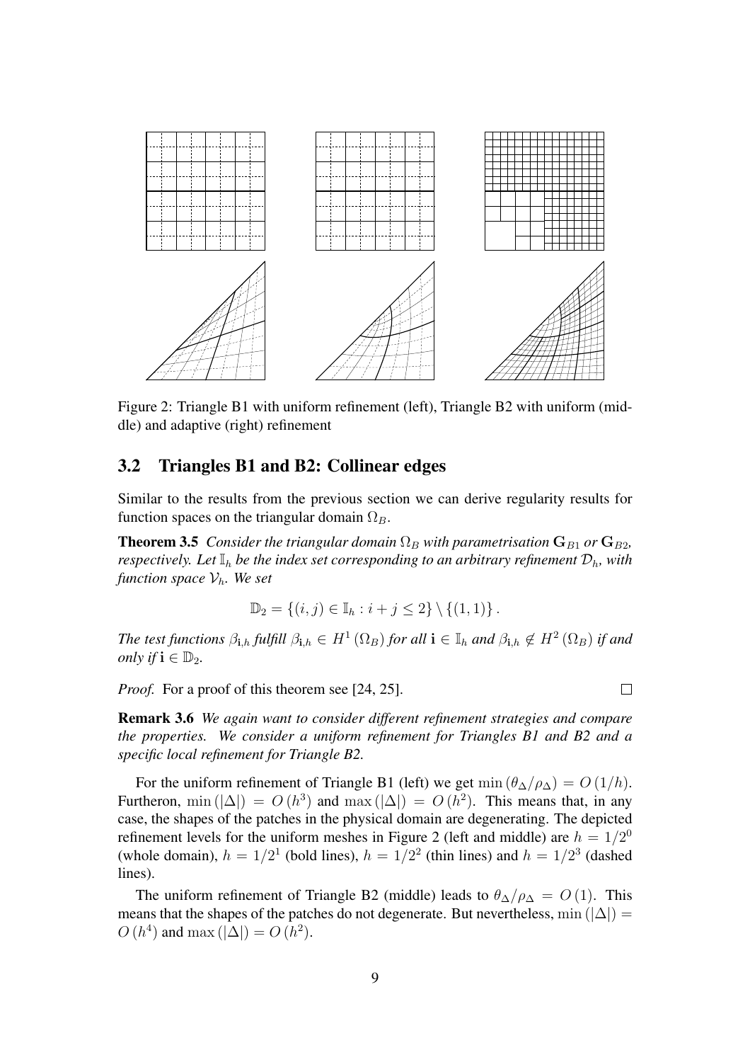Figure 2: Triangle B1 with uniform refinement (left), Triangle B2 with uniform (middle) and adaptive (right) refinement

## 3.2 Triangles B1 and B2: Collinear edges

Similar to the results from the previous section we can derive regularity results for function spaces on the triangular domain $\Omega_B$.

**Theorem 3.5** *Consider the triangular domain $\Omega_B$ with parametrisation $\mathbf{G}_{B1}$ or $\mathbf{G}_{B2}$, respectively. Let $\mathbb{I}_h$ be the index set corresponding to an arbitrary refinement $\mathcal{D}_h$, with function space $\mathcal{V}_h$. We set*

$$\mathbb{D}_2 = \{(i,j) \in \mathbb{I}_h : i + j \leq 2\} \setminus \{(1,1)\}.$$

*The test functions $\beta_{\mathbf{i},h}$ fulfill $\beta_{\mathbf{i},h} \in H^1(\Omega_B)$ for all $\mathbf{i} \in \mathbb{I}_h$ and $\beta_{\mathbf{i},h} \notin H^2(\Omega_B)$ if and only if $\mathbf{i} \in \mathbb{D}_2$.*

*Proof.* For a proof of this theorem see [24, 25]. □

**Remark 3.6** *We again want to consider different refinement strategies and compare the properties. We consider a uniform refinement for Triangles B1 and B2 and a specific local refinement for Triangle B2.*

For the uniform refinement of Triangle B1 (left) we get $\min(\theta_\Delta/\rho_\Delta) = O(1/h)$. Furtheron, $\min(|\Delta|) = O(h^3)$ and $\max(|\Delta|) = O(h^2)$. This means that, in any case, the shapes of the patches in the physical domain are degenerating. The depicted refinement levels for the uniform meshes in Figure 2 (left and middle) are $h = 1/2^0$ (whole domain), $h = 1/2^1$ (bold lines), $h = 1/2^2$ (thin lines) and $h = 1/2^3$ (dashed lines).

The uniform refinement of Triangle B2 (middle) leads to $\theta_\Delta/\rho_\Delta = O(1)$. This means that the shapes of the patches do not degenerate. But nevertheless, $\min(|\Delta|) = O(h^4)$ and $\max(|\Delta|) = O(h^2)$.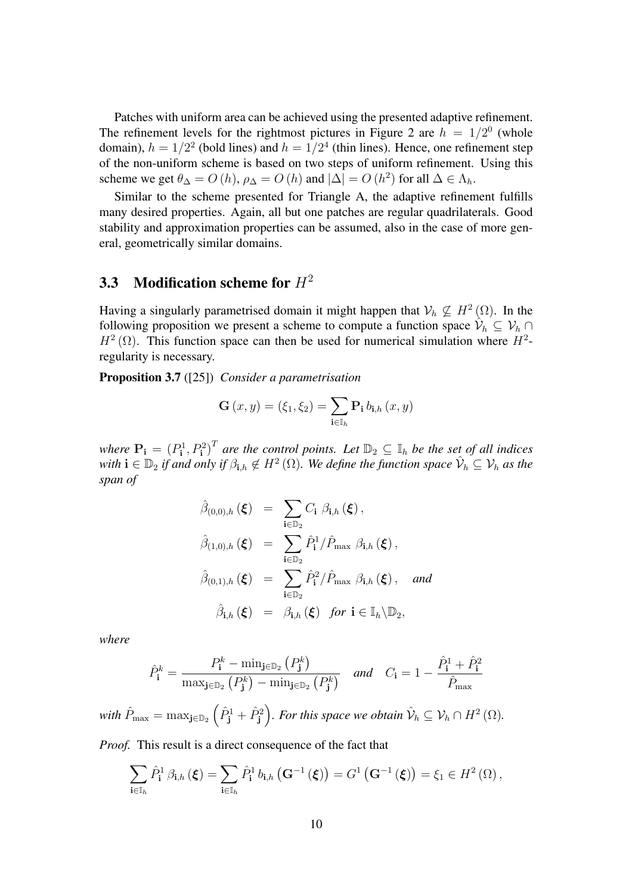Patches with uniform area can be achieved using the presented adaptive refinement. The refinement levels for the rightmost pictures in Figure 2 are $h = 1/2^0$ (whole domain), $h = 1/2^2$ (bold lines) and $h = 1/2^4$ (thin lines). Hence, one refinement step of the non-uniform scheme is based on two steps of uniform refinement. Using this scheme we get $\theta_\Delta = O(h)$, $\rho_\Delta = O(h)$ and $|\Delta| = O(h^2)$ for all $\Delta \in \Lambda_h$.

Similar to the scheme presented for Triangle A, the adaptive refinement fulfills many desired properties. Again, all but one patches are regular quadrilaterals. Good stability and approximation properties can be assumed, also in the case of more general, geometrically similar domains.

## 3.3 Modification scheme for $H^2$

Having a singularly parametrised domain it might happen that $\mathcal{V}_h \not\subseteq H^2(\Omega)$. In the following proposition we present a scheme to compute a function space $\hat{\mathcal{V}}_h \subseteq \mathcal{V}_h \cap H^2(\Omega)$. This function space can then be used for numerical simulation where $H^2$-regularity is necessary.

**Proposition 3.7** ([25]) *Consider a parametrisation*

$$\mathbf{G}(x, y) = (\xi_1, \xi_2) = \sum_{\mathbf{i} \in \mathbb{I}_h} \mathbf{P}_\mathbf{i} \, b_{\mathbf{i},h}(x, y)$$

*where $\mathbf{P}_\mathbf{i} = (P^1_\mathbf{i}, P^2_\mathbf{i})^T$ are the control points. Let $\mathbb{D}_2 \subseteq \mathbb{I}_h$ be the set of all indices with $\mathbf{i} \in \mathbb{D}_2$ if and only if $\beta_{\mathbf{i},h} \notin H^2(\Omega)$. We define the function space $\hat{\mathcal{V}}_h \subseteq \mathcal{V}_h$ as the span of*

$$\begin{aligned}
\hat{\beta}_{(0,0),h}(\boldsymbol{\xi}) &= \sum_{\mathbf{i} \in \mathbb{D}_2} C_\mathbf{i} \; \beta_{\mathbf{i},h}(\boldsymbol{\xi}), \\
\hat{\beta}_{(1,0),h}(\boldsymbol{\xi}) &= \sum_{\mathbf{i} \in \mathbb{D}_2} \hat{P}^1_\mathbf{i} / \hat{P}_{\max} \; \beta_{\mathbf{i},h}(\boldsymbol{\xi}), \\
\hat{\beta}_{(0,1),h}(\boldsymbol{\xi}) &= \sum_{\mathbf{i} \in \mathbb{D}_2} \hat{P}^2_\mathbf{i} / \hat{P}_{\max} \; \beta_{\mathbf{i},h}(\boldsymbol{\xi}), \quad \textit{and} \\
\hat{\beta}_{\mathbf{i},h}(\boldsymbol{\xi}) &= \beta_{\mathbf{i},h}(\boldsymbol{\xi}) \quad \textit{for } \mathbf{i} \in \mathbb{I}_h \backslash \mathbb{D}_2,
\end{aligned}$$

*where*

$$\hat{P}^k_\mathbf{i} = \frac{P^k_\mathbf{i} - \min_{\mathbf{j} \in \mathbb{D}_2}\left(P^k_\mathbf{j}\right)}{\max_{\mathbf{j} \in \mathbb{D}_2}\left(P^k_\mathbf{j}\right) - \min_{\mathbf{j} \in \mathbb{D}_2}\left(P^k_\mathbf{j}\right)} \quad \textit{and} \quad C_\mathbf{i} = 1 - \frac{\hat{P}^1_\mathbf{i} + \hat{P}^2_\mathbf{i}}{\hat{P}_{\max}}$$

*with $\hat{P}_{\max} = \max_{\mathbf{j} \in \mathbb{D}_2}\left(\hat{P}^1_\mathbf{j} + \hat{P}^2_\mathbf{j}\right)$. For this space we obtain $\hat{\mathcal{V}}_h \subseteq \mathcal{V}_h \cap H^2(\Omega)$.*

*Proof.* This result is a direct consequence of the fact that

$$\sum_{\mathbf{i} \in \mathbb{I}_h} \hat{P}^1_\mathbf{i} \, \beta_{\mathbf{i},h}(\boldsymbol{\xi}) = \sum_{\mathbf{i} \in \mathbb{I}_h} \hat{P}^1_\mathbf{i} \, b_{\mathbf{i},h}\left(\mathbf{G}^{-1}(\boldsymbol{\xi})\right) = G^1\left(\mathbf{G}^{-1}(\boldsymbol{\xi})\right) = \xi_1 \in H^2(\Omega),$$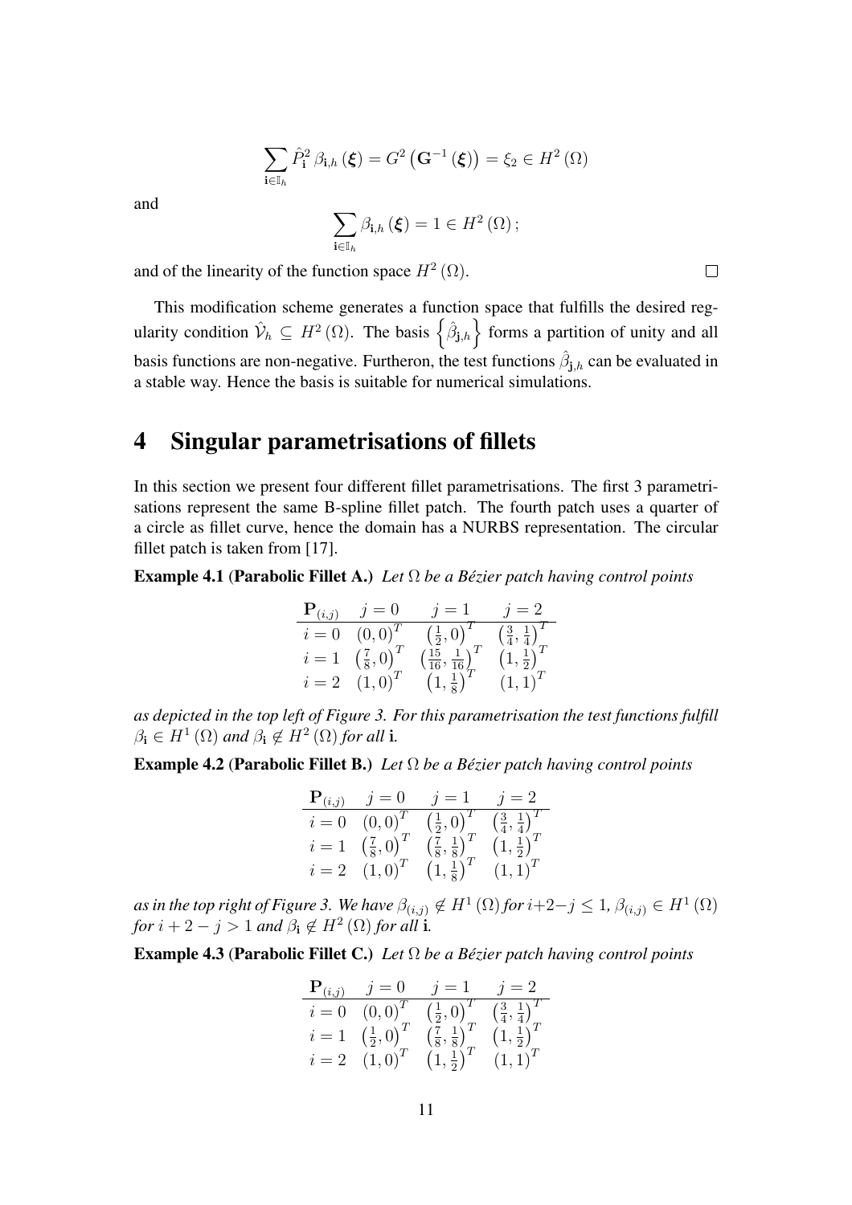$$\sum_{\mathbf{i}\in\mathbb{I}_h} \hat{P}^2_{\mathbf{i}}\, \beta_{\mathbf{i},h}\left(\boldsymbol{\xi}\right) = G^2\left(\mathbf{G}^{-1}\left(\boldsymbol{\xi}\right)\right) = \xi_2 \in H^2\left(\Omega\right)$$

and

$$\sum_{\mathbf{i}\in\mathbb{I}_h} \beta_{\mathbf{i},h}\left(\boldsymbol{\xi}\right) = 1 \in H^2\left(\Omega\right);$$

and of the linearity of the function space $H^2\left(\Omega\right)$. □

This modification scheme generates a function space that fulfills the desired regularity condition $\hat{\mathcal{V}}_h \subseteq H^2\left(\Omega\right)$. The basis $\left\{\hat{\beta}_{\mathbf{j},h}\right\}$ forms a partition of unity and all basis functions are non-negative. Furtheron, the test functions $\hat{\beta}_{\mathbf{j},h}$ can be evaluated in a stable way. Hence the basis is suitable for numerical simulations.

# 4 Singular parametrisations of fillets

In this section we present four different fillet parametrisations. The first 3 parametrisations represent the same B-spline fillet patch. The fourth patch uses a quarter of a circle as fillet curve, hence the domain has a NURBS representation. The circular fillet patch is taken from [17].

**Example 4.1 (Parabolic Fillet A.)** *Let $\Omega$ be a Bézier patch having control points*

| $\mathbf{P}_{(i,j)}$ | $j=0$ | $j=1$ | $j=2$ |
|---|---|---|---|
| $i=0$ | $(0,0)^T$ | $\left(\frac{1}{2},0\right)^T$ | $\left(\frac{3}{4},\frac{1}{4}\right)^T$ |
| $i=1$ | $\left(\frac{7}{8},0\right)^T$ | $\left(\frac{15}{16},\frac{1}{16}\right)^T$ | $\left(1,\frac{1}{2}\right)^T$ |
| $i=2$ | $(1,0)^T$ | $\left(1,\frac{1}{8}\right)^T$ | $(1,1)^T$ |

*as depicted in the top left of Figure 3. For this parametrisation the test functions fulfill $\beta_{\mathbf{i}} \in H^1\left(\Omega\right)$ and $\beta_{\mathbf{i}} \notin H^2\left(\Omega\right)$ for all $\mathbf{i}$.*

**Example 4.2 (Parabolic Fillet B.)** *Let $\Omega$ be a Bézier patch having control points*

| $\mathbf{P}_{(i,j)}$ | $j=0$ | $j=1$ | $j=2$ |
|---|---|---|---|
| $i=0$ | $(0,0)^T$ | $\left(\frac{1}{2},0\right)^T$ | $\left(\frac{3}{4},\frac{1}{4}\right)^T$ |
| $i=1$ | $\left(\frac{7}{8},0\right)^T$ | $\left(\frac{7}{8},\frac{1}{8}\right)^T$ | $\left(1,\frac{1}{2}\right)^T$ |
| $i=2$ | $(1,0)^T$ | $\left(1,\frac{1}{8}\right)^T$ | $(1,1)^T$ |

*as in the top right of Figure 3. We have $\beta_{(i,j)} \notin H^1\left(\Omega\right)$ for $i+2-j \leq 1$, $\beta_{(i,j)} \in H^1\left(\Omega\right)$ for $i+2-j > 1$ and $\beta_{\mathbf{i}} \notin H^2\left(\Omega\right)$ for all $\mathbf{i}$.*

**Example 4.3 (Parabolic Fillet C.)** *Let $\Omega$ be a Bézier patch having control points*

| $\mathbf{P}_{(i,j)}$ | $j=0$ | $j=1$ | $j=2$ |
|---|---|---|---|
| $i=0$ | $(0,0)^T$ | $\left(\frac{1}{2},0\right)^T$ | $\left(\frac{3}{4},\frac{1}{4}\right)^T$ |
| $i=1$ | $\left(\frac{1}{2},0\right)^T$ | $\left(\frac{7}{8},\frac{1}{8}\right)^T$ | $\left(1,\frac{1}{2}\right)^T$ |
| $i=2$ | $(1,0)^T$ | $\left(1,\frac{1}{2}\right)^T$ | $(1,1)^T$ |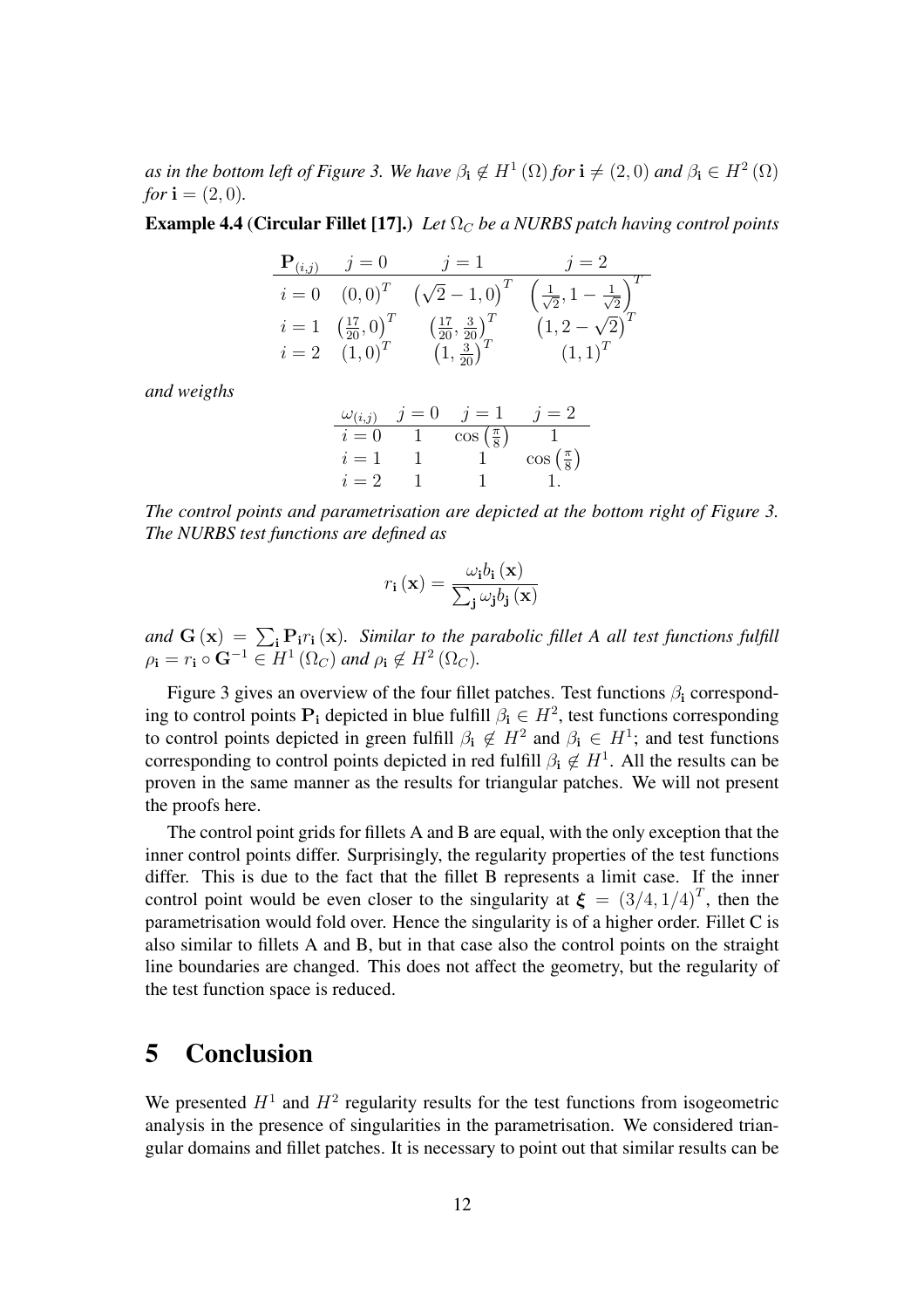*as in the bottom left of Figure 3. We have $\beta_{\mathbf{i}} \notin H^1(\Omega)$ for $\mathbf{i} \neq (2,0)$ and $\beta_{\mathbf{i}} \in H^2(\Omega)$ for $\mathbf{i} = (2,0)$.*

**Example 4.4** (**Circular Fillet [17].**) *Let $\Omega_C$ be a NURBS patch having control points*

| $\mathbf{P}_{(i,j)}$ | $j=0$ | $j=1$ | $j=2$ |
|---|---|---|---|
| $i=0$ | $(0,0)^T$ | $\left(\sqrt{2}-1,0\right)^T$ | $\left(\frac{1}{\sqrt{2}},1-\frac{1}{\sqrt{2}}\right)^T$ |
| $i=1$ | $\left(\frac{17}{20},0\right)^T$ | $\left(\frac{17}{20},\frac{3}{20}\right)^T$ | $\left(1,2-\sqrt{2}\right)^T$ |
| $i=2$ | $(1,0)^T$ | $\left(1,\frac{3}{20}\right)^T$ | $(1,1)^T$ |

*and weigths*

| $\omega_{(i,j)}$ | $j=0$ | $j=1$ | $j=2$ |
|---|---|---|---|
| $i=0$ | $1$ | $\cos\left(\frac{\pi}{8}\right)$ | $1$ |
| $i=1$ | $1$ | $1$ | $\cos\left(\frac{\pi}{8}\right)$ |
| $i=2$ | $1$ | $1$ | $1.$ |

*The control points and parametrisation are depicted at the bottom right of Figure 3. The NURBS test functions are defined as*

$$r_{\mathbf{i}}(\mathbf{x}) = \frac{\omega_{\mathbf{i}} b_{\mathbf{i}}(\mathbf{x})}{\sum_{\mathbf{j}} \omega_{\mathbf{j}} b_{\mathbf{j}}(\mathbf{x})}$$

*and $\mathbf{G}(\mathbf{x}) = \sum_{\mathbf{i}} \mathbf{P}_{\mathbf{i}} r_{\mathbf{i}}(\mathbf{x})$. Similar to the parabolic fillet A all test functions fulfill $\rho_{\mathbf{i}} = r_{\mathbf{i}} \circ \mathbf{G}^{-1} \in H^1(\Omega_C)$ and $\rho_{\mathbf{i}} \notin H^2(\Omega_C)$.*

Figure 3 gives an overview of the four fillet patches. Test functions $\beta_{\mathbf{i}}$ corresponding to control points $\mathbf{P}_{\mathbf{i}}$ depicted in blue fulfill $\beta_{\mathbf{i}} \in H^2$, test functions corresponding to control points depicted in green fulfill $\beta_{\mathbf{i}} \notin H^2$ and $\beta_{\mathbf{i}} \in H^1$; and test functions corresponding to control points depicted in red fulfill $\beta_{\mathbf{i}} \notin H^1$. All the results can be proven in the same manner as the results for triangular patches. We will not present the proofs here.

The control point grids for fillets A and B are equal, with the only exception that the inner control points differ. Surprisingly, the regularity properties of the test functions differ. This is due to the fact that the fillet B represents a limit case. If the inner control point would be even closer to the singularity at $\boldsymbol{\xi} = (3/4, 1/4)^T$, then the parametrisation would fold over. Hence the singularity is of a higher order. Fillet C is also similar to fillets A and B, but in that case also the control points on the straight line boundaries are changed. This does not affect the geometry, but the regularity of the test function space is reduced.

# 5 Conclusion

We presented $H^1$ and $H^2$ regularity results for the test functions from isogeometric analysis in the presence of singularities in the parametrisation. We considered triangular domains and fillet patches. It is necessary to point out that similar results can be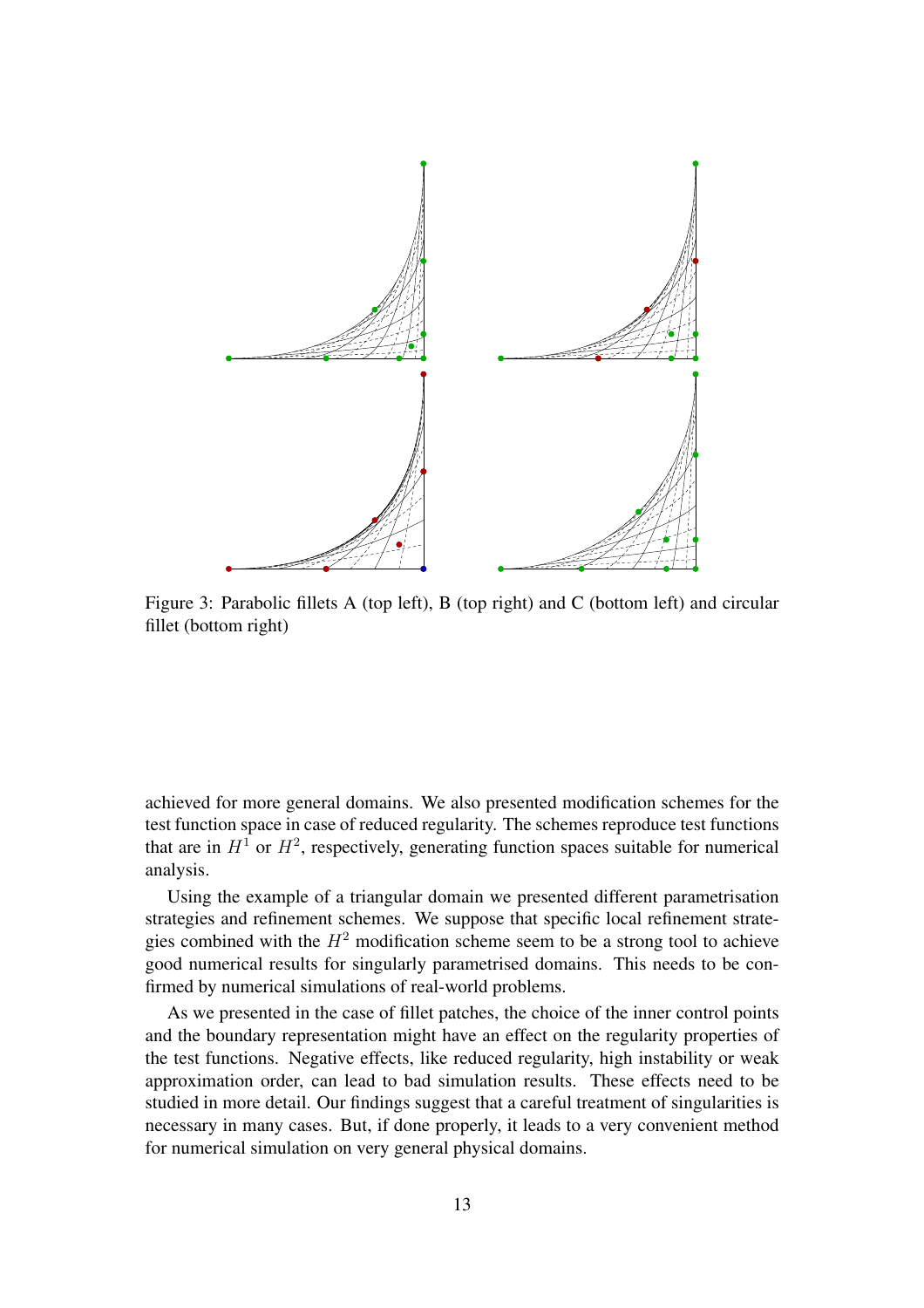Figure 3: Parabolic fillets A (top left), B (top right) and C (bottom left) and circular fillet (bottom right)

achieved for more general domains. We also presented modification schemes for the test function space in case of reduced regularity. The schemes reproduce test functions that are in $H^1$ or $H^2$, respectively, generating function spaces suitable for numerical analysis.

Using the example of a triangular domain we presented different parametrisation strategies and refinement schemes. We suppose that specific local refinement strategies combined with the $H^2$ modification scheme seem to be a strong tool to achieve good numerical results for singularly parametrised domains. This needs to be confirmed by numerical simulations of real-world problems.

As we presented in the case of fillet patches, the choice of the inner control points and the boundary representation might have an effect on the regularity properties of the test functions. Negative effects, like reduced regularity, high instability or weak approximation order, can lead to bad simulation results. These effects need to be studied in more detail. Our findings suggest that a careful treatment of singularities is necessary in many cases. But, if done properly, it leads to a very convenient method for numerical simulation on very general physical domains.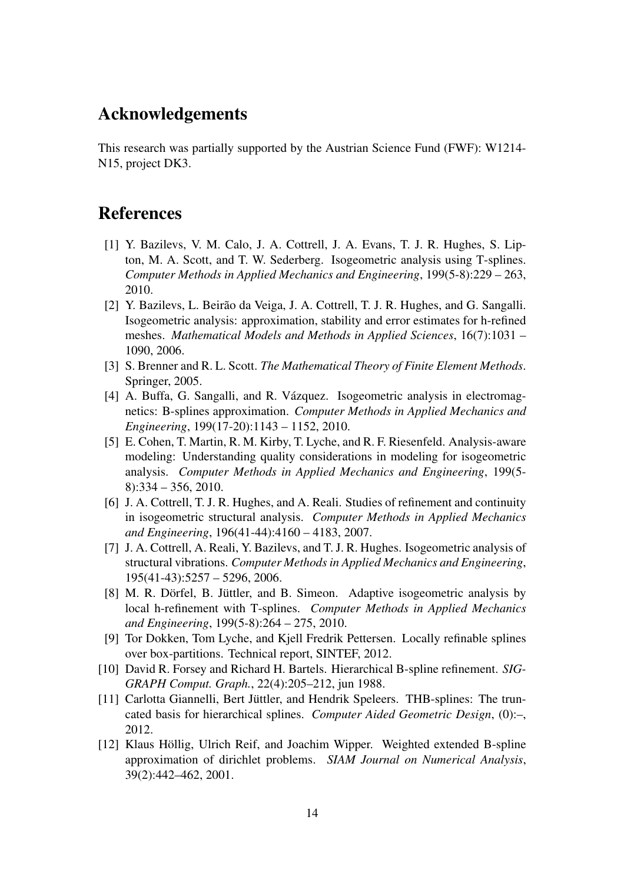## Acknowledgements

This research was partially supported by the Austrian Science Fund (FWF): W1214-N15, project DK3.

## References

[1] Y. Bazilevs, V. M. Calo, J. A. Cottrell, J. A. Evans, T. J. R. Hughes, S. Lipton, M. A. Scott, and T. W. Sederberg. Isogeometric analysis using T-splines. *Computer Methods in Applied Mechanics and Engineering*, 199(5-8):229 – 263, 2010.

[2] Y. Bazilevs, L. Beirão da Veiga, J. A. Cottrell, T. J. R. Hughes, and G. Sangalli. Isogeometric analysis: approximation, stability and error estimates for h-refined meshes. *Mathematical Models and Methods in Applied Sciences*, 16(7):1031 – 1090, 2006.

[3] S. Brenner and R. L. Scott. *The Mathematical Theory of Finite Element Methods*. Springer, 2005.

[4] A. Buffa, G. Sangalli, and R. Vázquez. Isogeometric analysis in electromagnetics: B-splines approximation. *Computer Methods in Applied Mechanics and Engineering*, 199(17-20):1143 – 1152, 2010.

[5] E. Cohen, T. Martin, R. M. Kirby, T. Lyche, and R. F. Riesenfeld. Analysis-aware modeling: Understanding quality considerations in modeling for isogeometric analysis. *Computer Methods in Applied Mechanics and Engineering*, 199(5-8):334 – 356, 2010.

[6] J. A. Cottrell, T. J. R. Hughes, and A. Reali. Studies of refinement and continuity in isogeometric structural analysis. *Computer Methods in Applied Mechanics and Engineering*, 196(41-44):4160 – 4183, 2007.

[7] J. A. Cottrell, A. Reali, Y. Bazilevs, and T. J. R. Hughes. Isogeometric analysis of structural vibrations. *Computer Methods in Applied Mechanics and Engineering*, 195(41-43):5257 – 5296, 2006.

[8] M. R. Dörfel, B. Jüttler, and B. Simeon. Adaptive isogeometric analysis by local h-refinement with T-splines. *Computer Methods in Applied Mechanics and Engineering*, 199(5-8):264 – 275, 2010.

[9] Tor Dokken, Tom Lyche, and Kjell Fredrik Pettersen. Locally refinable splines over box-partitions. Technical report, SINTEF, 2012.

[10] David R. Forsey and Richard H. Bartels. Hierarchical B-spline refinement. *SIGGRAPH Comput. Graph.*, 22(4):205–212, jun 1988.

[11] Carlotta Giannelli, Bert Jüttler, and Hendrik Speleers. THB-splines: The truncated basis for hierarchical splines. *Computer Aided Geometric Design*, (0):–, 2012.

[12] Klaus Höllig, Ulrich Reif, and Joachim Wipper. Weighted extended B-spline approximation of dirichlet problems. *SIAM Journal on Numerical Analysis*, 39(2):442–462, 2001.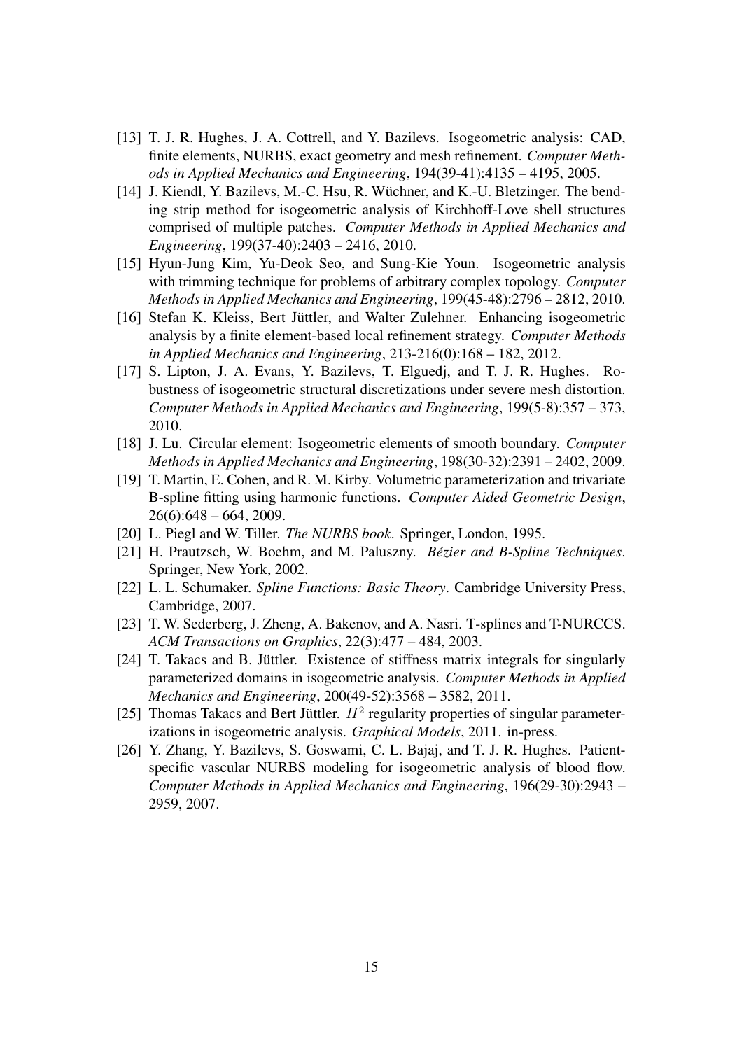[13] T. J. R. Hughes, J. A. Cottrell, and Y. Bazilevs. Isogeometric analysis: CAD, finite elements, NURBS, exact geometry and mesh refinement. *Computer Methods in Applied Mechanics and Engineering*, 194(39-41):4135 – 4195, 2005.

[14] J. Kiendl, Y. Bazilevs, M.-C. Hsu, R. Wüchner, and K.-U. Bletzinger. The bending strip method for isogeometric analysis of Kirchhoff-Love shell structures comprised of multiple patches. *Computer Methods in Applied Mechanics and Engineering*, 199(37-40):2403 – 2416, 2010.

[15] Hyun-Jung Kim, Yu-Deok Seo, and Sung-Kie Youn. Isogeometric analysis with trimming technique for problems of arbitrary complex topology. *Computer Methods in Applied Mechanics and Engineering*, 199(45-48):2796 – 2812, 2010.

[16] Stefan K. Kleiss, Bert Jüttler, and Walter Zulehner. Enhancing isogeometric analysis by a finite element-based local refinement strategy. *Computer Methods in Applied Mechanics and Engineering*, 213-216(0):168 – 182, 2012.

[17] S. Lipton, J. A. Evans, Y. Bazilevs, T. Elguedj, and T. J. R. Hughes. Robustness of isogeometric structural discretizations under severe mesh distortion. *Computer Methods in Applied Mechanics and Engineering*, 199(5-8):357 – 373, 2010.

[18] J. Lu. Circular element: Isogeometric elements of smooth boundary. *Computer Methods in Applied Mechanics and Engineering*, 198(30-32):2391 – 2402, 2009.

[19] T. Martin, E. Cohen, and R. M. Kirby. Volumetric parameterization and trivariate B-spline fitting using harmonic functions. *Computer Aided Geometric Design*, 26(6):648 – 664, 2009.

[20] L. Piegl and W. Tiller. *The NURBS book*. Springer, London, 1995.

[21] H. Prautzsch, W. Boehm, and M. Paluszny. *Bézier and B-Spline Techniques*. Springer, New York, 2002.

[22] L. L. Schumaker. *Spline Functions: Basic Theory*. Cambridge University Press, Cambridge, 2007.

[23] T. W. Sederberg, J. Zheng, A. Bakenov, and A. Nasri. T-splines and T-NURCCS. *ACM Transactions on Graphics*, 22(3):477 – 484, 2003.

[24] T. Takacs and B. Jüttler. Existence of stiffness matrix integrals for singularly parameterized domains in isogeometric analysis. *Computer Methods in Applied Mechanics and Engineering*, 200(49-52):3568 – 3582, 2011.

[25] Thomas Takacs and Bert Jüttler. $H^2$ regularity properties of singular parameterizations in isogeometric analysis. *Graphical Models*, 2011. in-press.

[26] Y. Zhang, Y. Bazilevs, S. Goswami, C. L. Bajaj, and T. J. R. Hughes. Patient-specific vascular NURBS modeling for isogeometric analysis of blood flow. *Computer Methods in Applied Mechanics and Engineering*, 196(29-30):2943 – 2959, 2007.